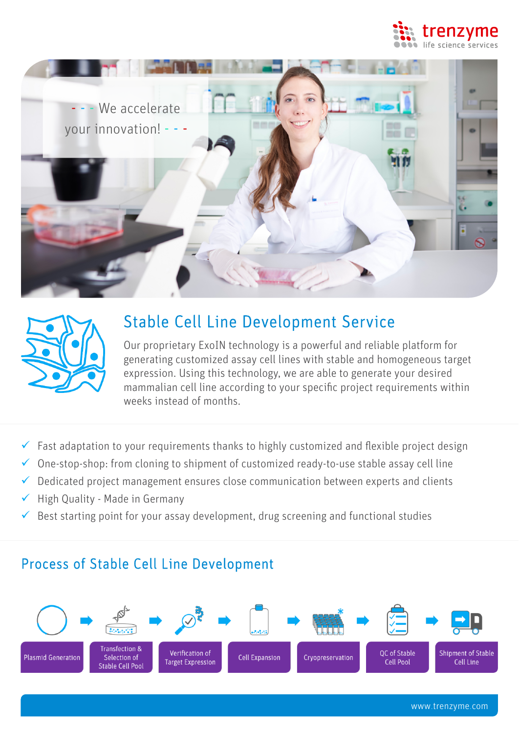trenzyme
life science services

- - - We accelerate your innovation! - - -

## Stable Cell Line Development Service

Our proprietary ExoIN technology is a powerful and reliable platform for generating customized assay cell lines with stable and homogeneous target expression. Using this technology, we are able to generate your desired mammalian cell line according to your specific project requirements within weeks instead of months.

- ✓ Fast adaptation to your requirements thanks to highly customized and flexible project design
- ✓ One-stop-shop: from cloning to shipment of customized ready-to-use stable assay cell line
- ✓ Dedicated project management ensures close communication between experts and clients
- ✓ High Quality - Made in Germany
- ✓ Best starting point for your assay development, drug screening and functional studies

## Process of Stable Cell Line Development

Plasmid Generation → Transfection & Selection of Stable Cell Pool → Verification of Target Expression → Cell Expansion → Cryopreservation → QC of Stable Cell Pool → Shipment of Stable Cell Line

www.trenzyme.com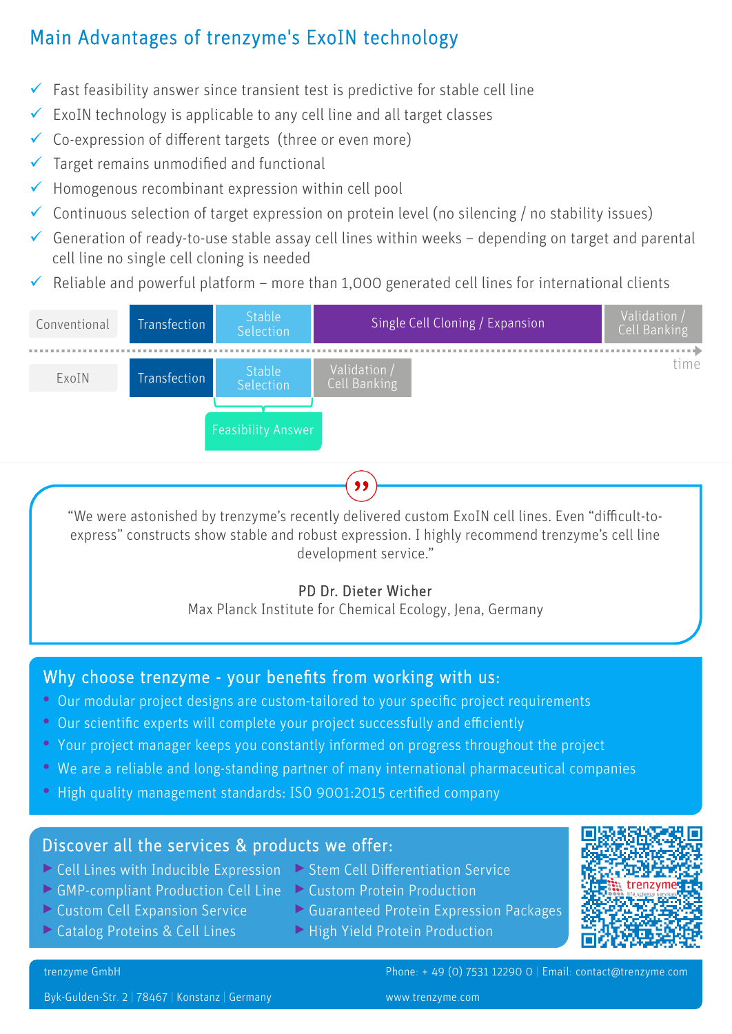## Main Advantages of trenzyme's ExoIN technology

- ✓ Fast feasibility answer since transient test is predictive for stable cell line
- ✓ ExoIN technology is applicable to any cell line and all target classes
- ✓ Co-expression of different targets (three or even more)
- ✓ Target remains unmodified and functional
- ✓ Homogenous recombinant expression within cell pool
- ✓ Continuous selection of target expression on protein level (no silencing / no stability issues)
- ✓ Generation of ready-to-use stable assay cell lines within weeks – depending on target and parental cell line no single cell cloning is needed
- ✓ Reliable and powerful platform – more than 1,000 generated cell lines for international clients

Conventional
Transfection
Stable Selection
Single Cell Cloning / Expansion
Validation / Cell Banking

time

ExoIN
Transfection
Stable Selection
Validation / Cell Banking
Feasibility Answer

"We were astonished by trenzyme's recently delivered custom ExoIN cell lines. Even "difficult-to-express" constructs show stable and robust expression. I highly recommend trenzyme's cell line development service."

PD Dr. Dieter Wicher
Max Planck Institute for Chemical Ecology, Jena, Germany

## Why choose trenzyme - your benefits from working with us:

- Our modular project designs are custom-tailored to your specific project requirements
- Our scientific experts will complete your project successfully and efficiently
- Your project manager keeps you constantly informed on progress throughout the project
- We are a reliable and long-standing partner of many international pharmaceutical companies
- High quality management standards: ISO 9001:2015 certified company

## Discover all the services & products we offer:

- ▶ Cell Lines with Inducible Expression
- ▶ GMP-compliant Production Cell Line
- ▶ Custom Cell Expansion Service
- ▶ Catalog Proteins & Cell Lines
- ▶ Stem Cell Differentiation Service
- ▶ Custom Protein Production
- ▶ Guaranteed Protein Expression Packages
- ▶ High Yield Protein Production

trenzyme GmbH
Byk-Gulden-Str. 2 | 78467 | Konstanz | Germany

Phone: + 49 (0) 7531 12290 0 | Email: contact@trenzyme.com
www.trenzyme.com